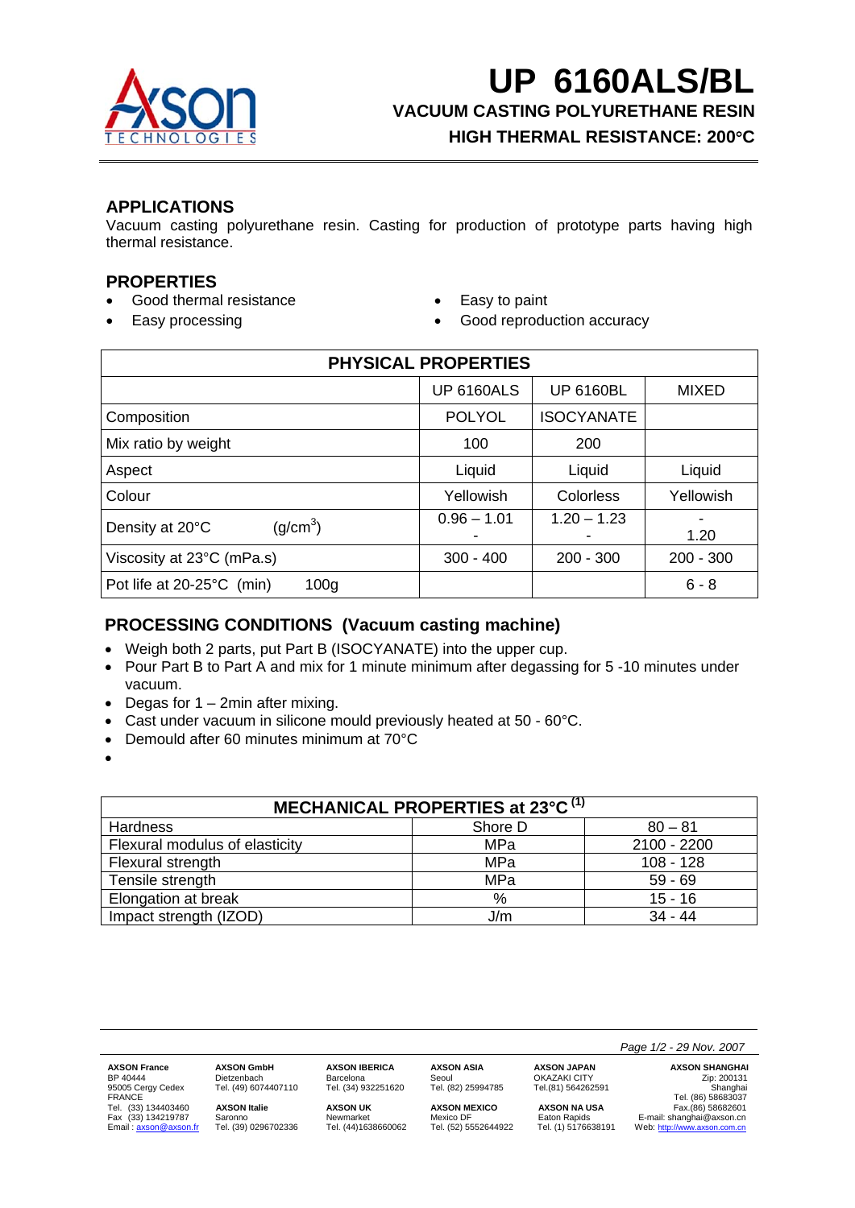# UP 6160ALS/BL

## VACUUM CASTING POLYURETHANE RESIN

## HIGH THERMAL RESISTANCE: 200°C

### APPLICATIONS

Vacuum casting polyurethane resin. Casting for production of prototype parts having high thermal resistance.

### PROPERTIES

- Good thermal resistance
- Easy processing
- Easy to paint
- Good reproduction accuracy

| PHYSICAL PROPERTIES | | | |
|---|---|---|---|
| | UP 6160ALS | UP 6160BL | MIXED |
| Composition | POLYOL | ISOCYANATE | |
| Mix ratio by weight | 100 | 200 | |
| Aspect | Liquid | Liquid | Liquid |
| Colour | Yellowish | Colorless | Yellowish |
| Density at 20°C (g/cm$^3$) | 0.96 – 1.01 | 1.20 – 1.23 | 1.20 |
| Viscosity at 23°C (mPa.s) | 300 - 400 | 200 - 300 | 200 - 300 |
| Pot life at 20-25°C (min) 100g | | | 6 - 8 |

### PROCESSING CONDITIONS (Vacuum casting machine)

- Weigh both 2 parts, put Part B (ISOCYANATE) into the upper cup.
- Pour Part B to Part A and mix for 1 minute minimum after degassing for 5 -10 minutes under vacuum.
- Degas for 1 – 2min after mixing.
- Cast under vacuum in silicone mould previously heated at 50 - 60°C.
- Demould after 60 minutes minimum at 70°C

| MECHANICAL PROPERTIES at 23°C [1] | | |
|---|---|---|
| Hardness | Shore D | 80 – 81 |
| Flexural modulus of elasticity | MPa | 2100 - 2200 |
| Flexural strength | MPa | 108 - 128 |
| Tensile strength | MPa | 59 - 69 |
| Elongation at break | % | 15 - 16 |
| Impact strength (IZOD) | J/m | 34 - 44 |

*29 Nov. 2007*

**AXSON France**
BP 40444
95005 Cergy Cedex
FRANCE
Tel. (33) 134403460
Fax (33) 134219787
Email : axson@axson.fr

**AXSON GmbH**
Dietzenbach
Tel. (49) 6074407110

**AXSON Italie**
Saronno
Tel. (39) 0296702336

**AXSON IBERICA**
Barcelona
Tel. (34) 932251620

**AXSON UK**
Newmarket
Tel. (44)1638660062

**AXSON ASIA**
Seoul
Tel. (82) 25994785

**AXSON MEXICO**
Mexico DF
Tel. (52) 5552644922

**AXSON JAPAN**
OKAZAKI CITY
Tel.(81) 564262591

**AXSON NA USA**
Eaton Rapids
Tel. (1) 5176638191

**AXSON SHANGHAI**
Zip: 200131
Shanghai
Tel. (86) 58683037
Fax.(86) 58682601
E-mail: shanghai@axson.cn
Web: http://www.axson.com.cn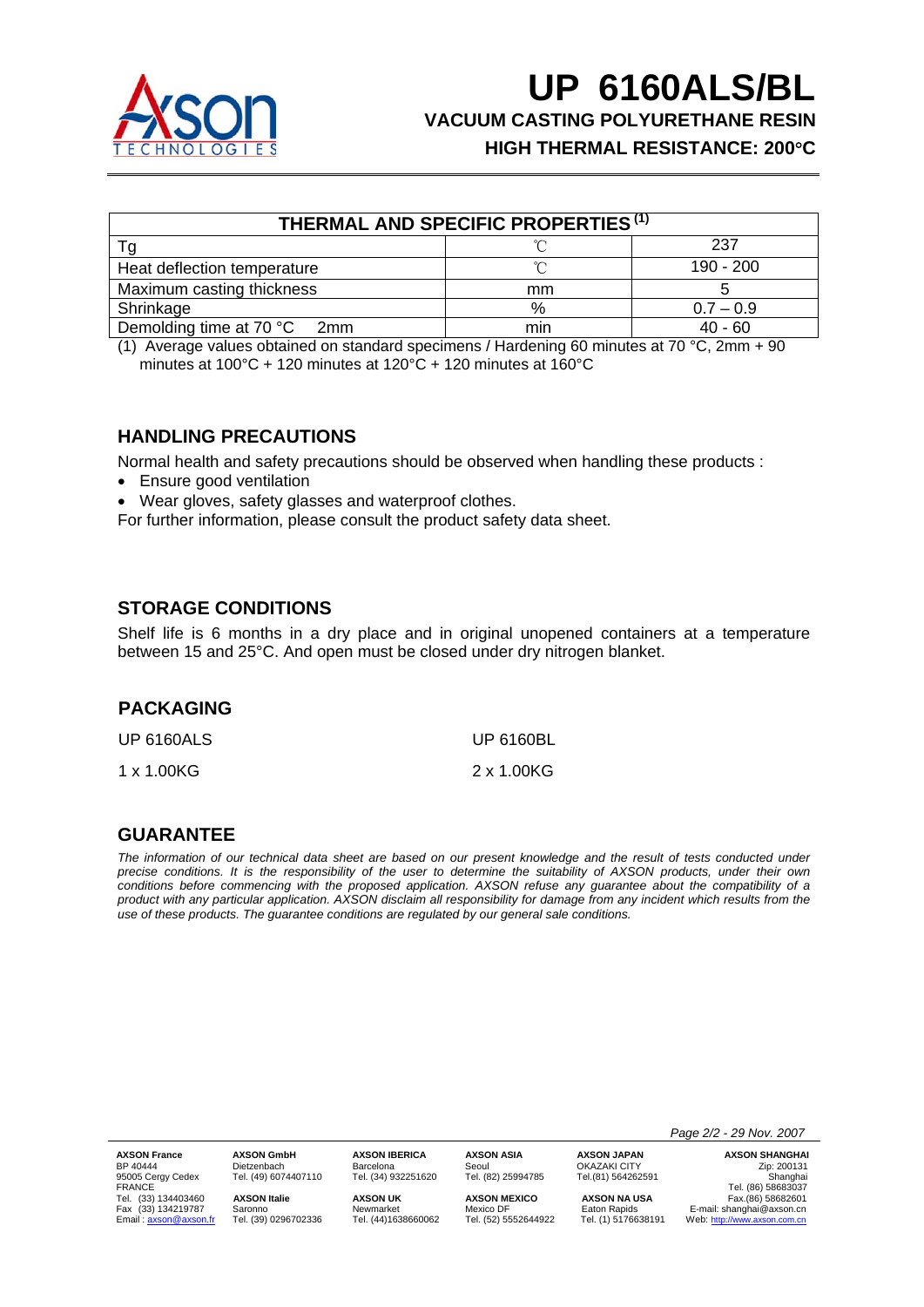# UP 6160ALS/BL

## VACUUM CASTING POLYURETHANE RESIN

## HIGH THERMAL RESISTANCE: 200°C

| THERMAL AND SPECIFIC PROPERTIES [1] | | |
|---|---|---|
| Tg | ℃ | 237 |
| Heat deflection temperature | ℃ | 190 - 200 |
| Maximum casting thickness | mm | 5 |
| Shrinkage | % | 0.7 – 0.9 |
| Demolding time at 70 °C 2mm | min | 40 - 60 |

(1) Average values obtained on standard specimens / Hardening 60 minutes at 70 °C, 2mm + 90 minutes at 100°C + 120 minutes at 120°C + 120 minutes at 160°C

## HANDLING PRECAUTIONS

Normal health and safety precautions should be observed when handling these products :

- Ensure good ventilation
- Wear gloves, safety glasses and waterproof clothes.

For further information, please consult the product safety data sheet.

## STORAGE CONDITIONS

Shelf life is 6 months in a dry place and in original unopened containers at a temperature between 15 and 25°C. And open must be closed under dry nitrogen blanket.

## PACKAGING

| UP 6160ALS | UP 6160BL |
|---|---|
| 1 x 1.00KG | 2 x 1.00KG |

## GUARANTEE

*The information of our technical data sheet are based on our present knowledge and the result of tests conducted under precise conditions. It is the responsibility of the user to determine the suitability of AXSON products, under their own conditions before commencing with the proposed application. AXSON refuse any guarantee about the compatibility of a product with any particular application. AXSON disclaim all responsibility for damage from any incident which results from the use of these products. The guarantee conditions are regulated by our general sale conditions.*

29 Nov. 2007

**AXSON France**
BP 40444
95005 Cergy Cedex
FRANCE
Tel. (33) 134403460
Fax (33) 134219787
Email : axson@axson.fr

**AXSON GmbH**
Dietzenbach
Tel. (49) 6074407110

**AXSON Italie**
Saronno
Tel. (39) 0296702336

**AXSON IBERICA**
Barcelona
Tel. (34) 932251620

**AXSON UK**
Newmarket
Tel. (44)1638660062

**AXSON ASIA**
Seoul
Tel. (82) 25994785

**AXSON MEXICO**
Mexico DF
Tel. (52) 5552644922

**AXSON JAPAN**
OKAZAKI CITY
Tel.(81) 564262591

**AXSON NA USA**
Eaton Rapids
Tel. (1) 5176638191

**AXSON SHANGHAI**
Zip: 200131
Shanghai
Tel. (86) 58683037
Fax.(86) 58682601
E-mail: shanghai@axson.cn
Web: http://www.axson.com.cn